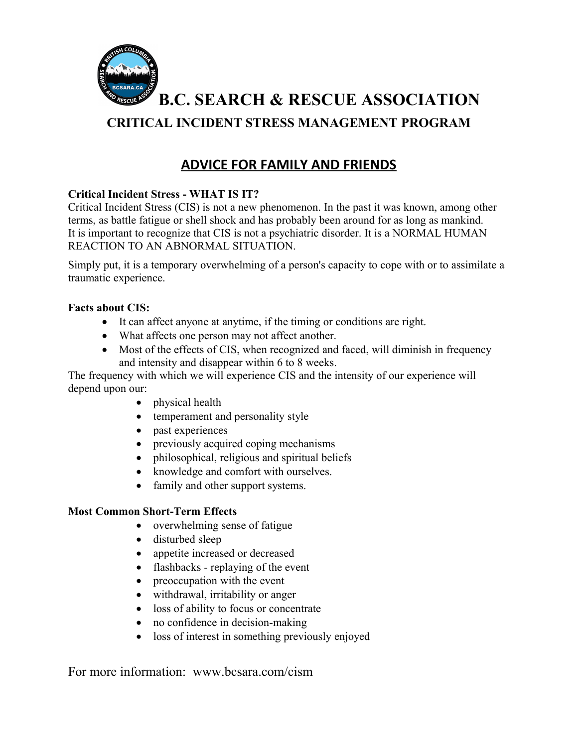# B.C. SEARCH & RESCUE ASSOCIATION

## CRITICAL INCIDENT STRESS MANAGEMENT PROGRAM

## ADVICE FOR FAMILY AND FRIENDS

**Critical Incident Stress - WHAT IS IT?**

Critical Incident Stress (CIS) is not a new phenomenon. In the past it was known, among other terms, as battle fatigue or shell shock and has probably been around for as long as mankind. It is important to recognize that CIS is not a psychiatric disorder. It is a NORMAL HUMAN REACTION TO AN ABNORMAL SITUATION.

Simply put, it is a temporary overwhelming of a person's capacity to cope with or to assimilate a traumatic experience.

**Facts about CIS:**

- It can affect anyone at anytime, if the timing or conditions are right.
- What affects one person may not affect another.
- Most of the effects of CIS, when recognized and faced, will diminish in frequency and intensity and disappear within 6 to 8 weeks.

The frequency with which we will experience CIS and the intensity of our experience will depend upon our:

- physical health
- temperament and personality style
- past experiences
- previously acquired coping mechanisms
- philosophical, religious and spiritual beliefs
- knowledge and comfort with ourselves.
- family and other support systems.

**Most Common Short-Term Effects**

- overwhelming sense of fatigue
- disturbed sleep
- appetite increased or decreased
- flashbacks - replaying of the event
- preoccupation with the event
- withdrawal, irritability or anger
- loss of ability to focus or concentrate
- no confidence in decision-making
- loss of interest in something previously enjoyed

For more information: www.bcsara.com/cism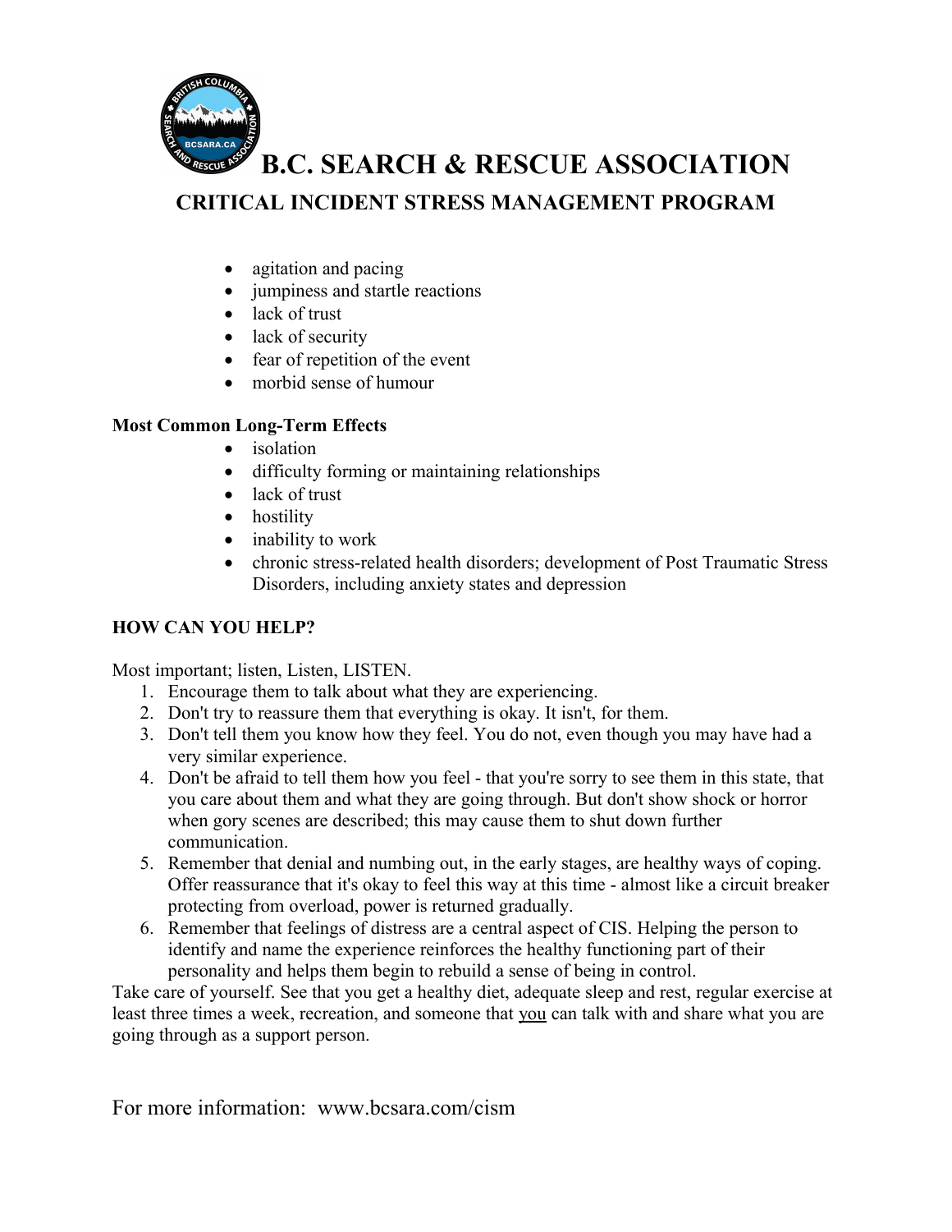- agitation and pacing
- jumpiness and startle reactions
- lack of trust
- lack of security
- fear of repetition of the event
- morbid sense of humour

**Most Common Long-Term Effects**

- isolation
- difficulty forming or maintaining relationships
- lack of trust
- hostility
- inability to work
- chronic stress-related health disorders; development of Post Traumatic Stress Disorders, including anxiety states and depression

**HOW CAN YOU HELP?**

Most important; listen, Listen, LISTEN.

1. Encourage them to talk about what they are experiencing.
2. Don't try to reassure them that everything is okay. It isn't, for them.
3. Don't tell them you know how they feel. You do not, even though you may have had a very similar experience.
4. Don't be afraid to tell them how you feel - that you're sorry to see them in this state, that you care about them and what they are going through. But don't show shock or horror when gory scenes are described; this may cause them to shut down further communication.
5. Remember that denial and numbing out, in the early stages, are healthy ways of coping. Offer reassurance that it's okay to feel this way at this time - almost like a circuit breaker protecting from overload, power is returned gradually.
6. Remember that feelings of distress are a central aspect of CIS. Helping the person to identify and name the experience reinforces the healthy functioning part of their personality and helps them begin to rebuild a sense of being in control.

Take care of yourself. See that you get a healthy diet, adequate sleep and rest, regular exercise at least three times a week, recreation, and someone that <u>you</u> can talk with and share what you are going through as a support person.

For more information: www.bcsara.com/cism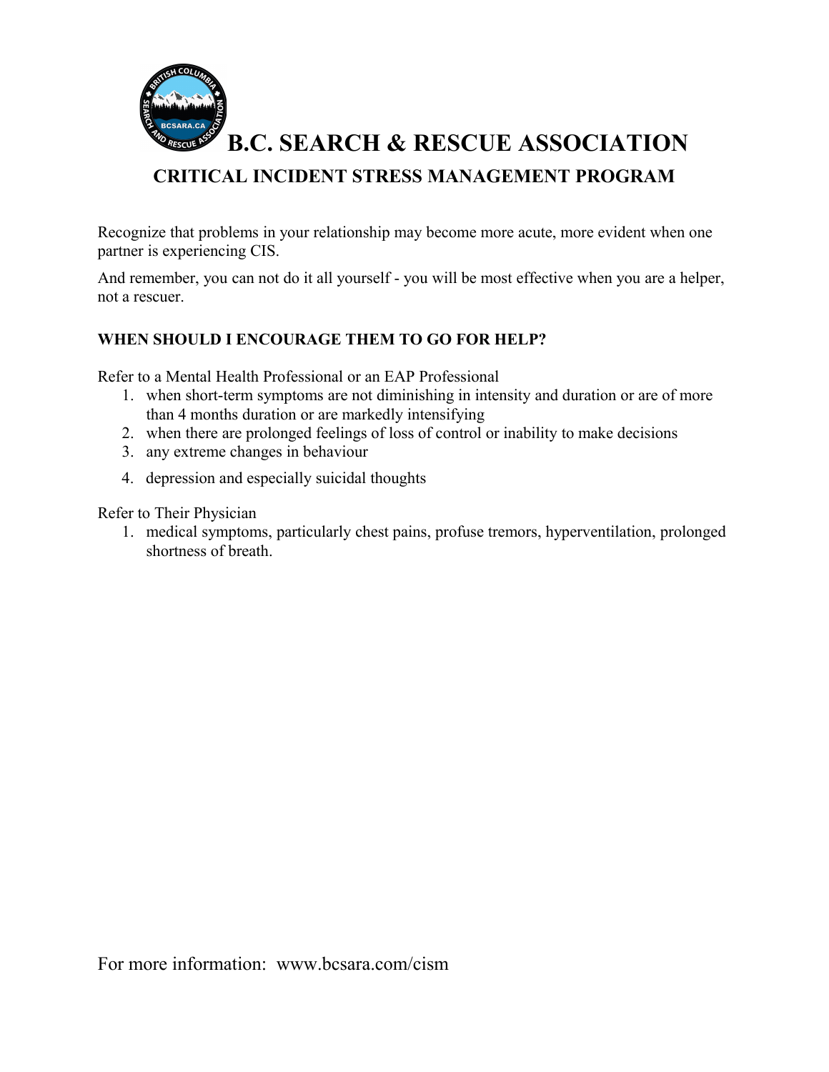# B.C. SEARCH & RESCUE ASSOCIATION

## CRITICAL INCIDENT STRESS MANAGEMENT PROGRAM

Recognize that problems in your relationship may become more acute, more evident when one partner is experiencing CIS.

And remember, you can not do it all yourself - you will be most effective when you are a helper, not a rescuer.

**WHEN SHOULD I ENCOURAGE THEM TO GO FOR HELP?**

Refer to a Mental Health Professional or an EAP Professional

1. when short-term symptoms are not diminishing in intensity and duration or are of more than 4 months duration or are markedly intensifying
2. when there are prolonged feelings of loss of control or inability to make decisions
3. any extreme changes in behaviour
4. depression and especially suicidal thoughts

Refer to Their Physician

1. medical symptoms, particularly chest pains, profuse tremors, hyperventilation, prolonged shortness of breath.

For more information: www.bcsara.com/cism